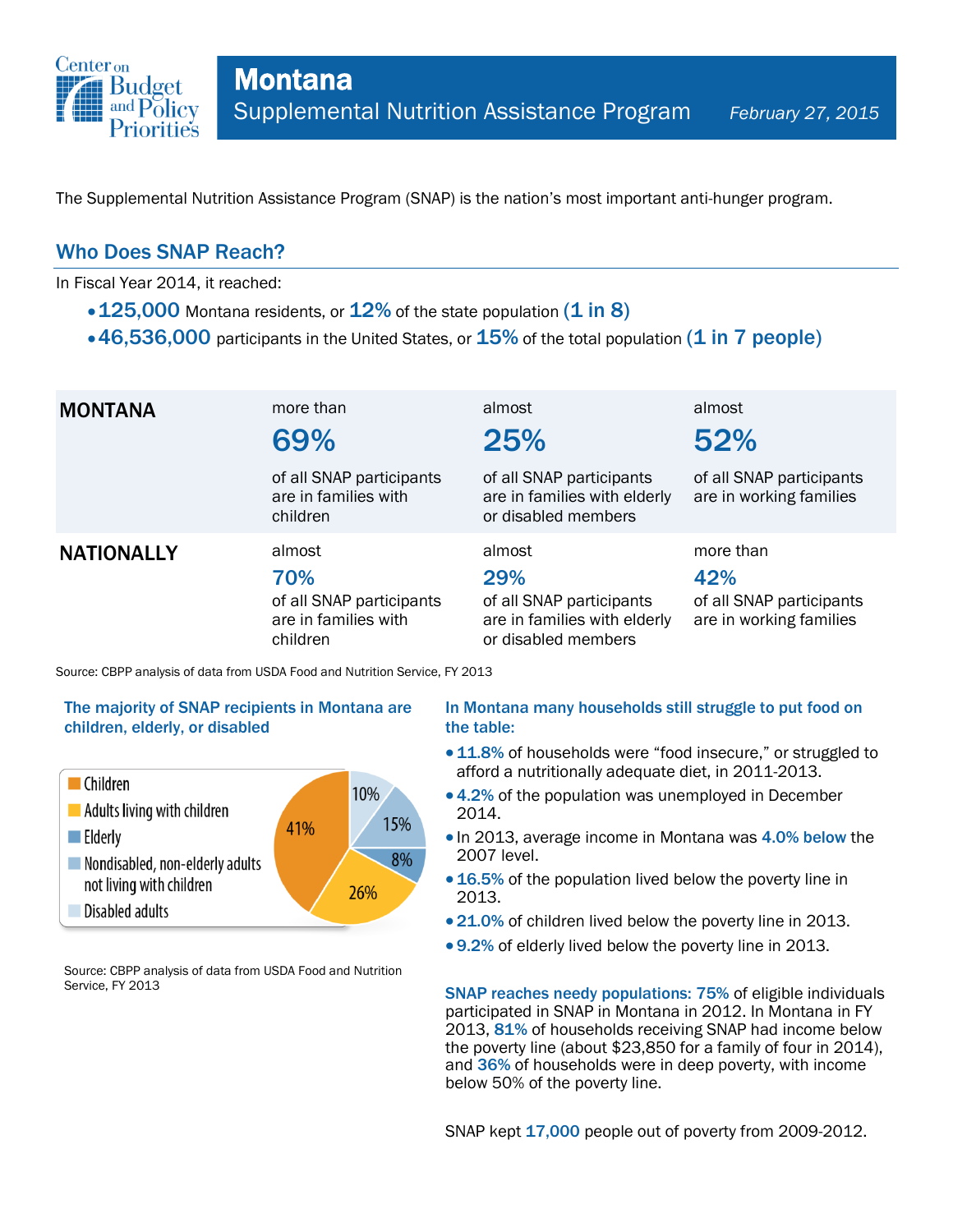# Montana

## Supplemental Nutrition Assistance Program

*February 27, 2015*

The Supplemental Nutrition Assistance Program (SNAP) is the nation's most important anti-hunger program.

## Who Does SNAP Reach?

In Fiscal Year 2014, it reached:

- **125,000** Montana residents, or **12%** of the state population **(1 in 8)**
- **46,536,000** participants in the United States, or **15%** of the total population **(1 in 7 people)**

| | | | |
|---|---|---|---|
| **MONTANA** | more than **69%** of all SNAP participants are in families with children | almost **25%** of all SNAP participants are in families with elderly or disabled members | almost **52%** of all SNAP participants are in working families |
| **NATIONALLY** | almost **70%** of all SNAP participants are in families with children | almost **29%** of all SNAP participants are in families with elderly or disabled members | more than **42%** of all SNAP participants are in working families |

Source: CBPP analysis of data from USDA Food and Nutrition Service, FY 2013

**The majority of SNAP recipients in Montana are children, elderly, or disabled**

| Category | Share |
|---|---|
| Children | 41% |
| Adults living with children | 26% |
| Elderly | 8% |
| Nondisabled, non-elderly adults not living with children | 15% |
| Disabled adults | 10% |

Source: CBPP analysis of data from USDA Food and Nutrition Service, FY 2013

**In Montana many households still struggle to put food on the table:**

- **11.8%** of households were "food insecure," or struggled to afford a nutritionally adequate diet, in 2011-2013.
- **4.2%** of the population was unemployed in December 2014.
- In 2013, average income in Montana was **4.0% below** the 2007 level.
- **16.5%** of the population lived below the poverty line in 2013.
- **21.0%** of children lived below the poverty line in 2013.
- **9.2%** of elderly lived below the poverty line in 2013.

**SNAP reaches needy populations: 75%** of eligible individuals participated in SNAP in Montana in 2012. In Montana in FY 2013, **81%** of households receiving SNAP had income below the poverty line (about $23,850 for a family of four in 2014), and **36%** of households were in deep poverty, with income below 50% of the poverty line.

SNAP kept **17,000** people out of poverty from 2009-2012.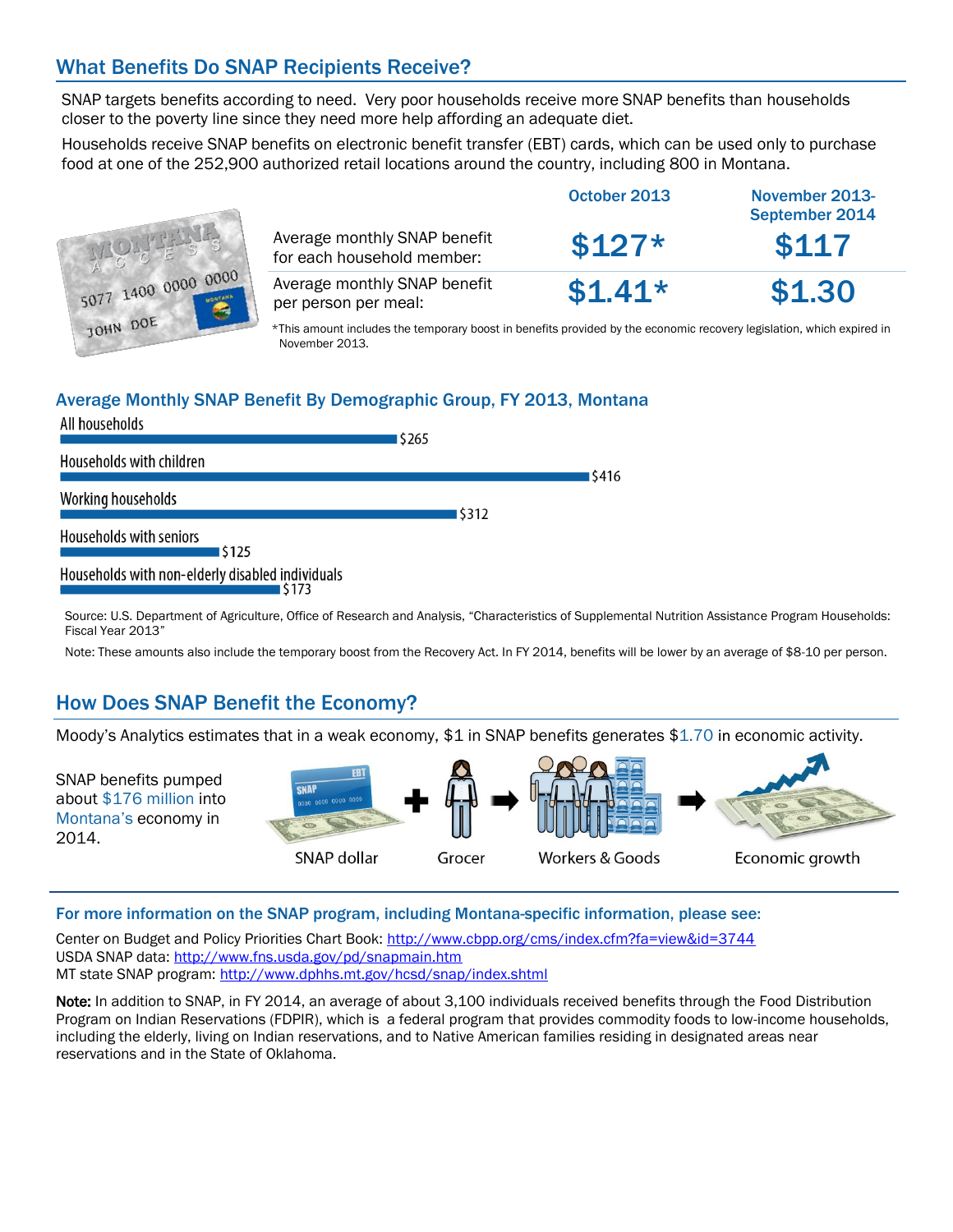## What Benefits Do SNAP Recipients Receive?

SNAP targets benefits according to need. Very poor households receive more SNAP benefits than households closer to the poverty line since they need more help affording an adequate diet.

Households receive SNAP benefits on electronic benefit transfer (EBT) cards, which can be used only to purchase food at one of the 252,900 authorized retail locations around the country, including 800 in Montana.

| | October 2013 | November 2013-September 2014 |
|---|---|---|
| Average monthly SNAP benefit for each household member: | $127* | $117 |
| Average monthly SNAP benefit per person per meal: | $1.41* | $1.30 |

*This amount includes the temporary boost in benefits provided by the economic recovery legislation, which expired in November 2013.

### Average Monthly SNAP Benefit By Demographic Group, FY 2013, Montana

All households
$265

Households with children
$416

Working households
$312

Households with seniors
$125

Households with non-elderly disabled individuals
$173

Source: U.S. Department of Agriculture, Office of Research and Analysis, "Characteristics of Supplemental Nutrition Assistance Program Households: Fiscal Year 2013"

Note: These amounts also include the temporary boost from the Recovery Act. In FY 2014, benefits will be lower by an average of $8-10 per person.

## How Does SNAP Benefit the Economy?

Moody's Analytics estimates that in a weak economy, $1 in SNAP benefits generates $1.70 in economic activity.

SNAP benefits pumped about $176 million into Montana's economy in 2014.

SNAP dollar + Grocer → Workers & Goods → Economic growth

### For more information on the SNAP program, including Montana-specific information, please see:

Center on Budget and Policy Priorities Chart Book: http://www.cbpp.org/cms/index.cfm?fa=view&id=3744
USDA SNAP data: http://www.fns.usda.gov/pd/snapmain.htm
MT state SNAP program: http://www.dphhs.mt.gov/hcsd/snap/index.shtml

**Note:** In addition to SNAP, in FY 2014, an average of about 3,100 individuals received benefits through the Food Distribution Program on Indian Reservations (FDPIR), which is a federal program that provides commodity foods to low-income households, including the elderly, living on Indian reservations, and to Native American families residing in designated areas near reservations and in the State of Oklahoma.